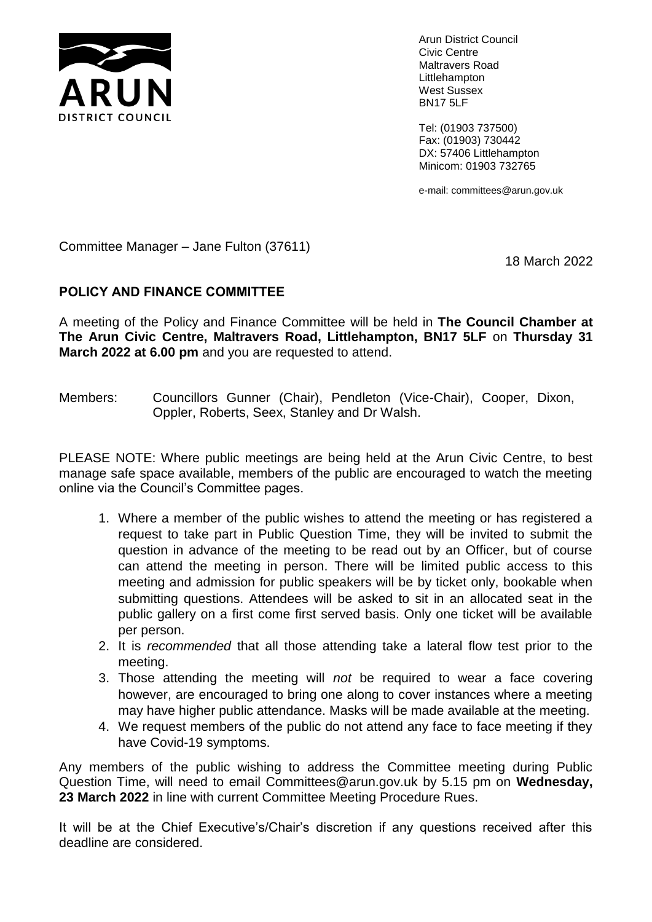Arun District Council
Civic Centre
Maltravers Road
Littlehampton
West Sussex
BN17 5LF

Tel: (01903 737500)
Fax: (01903) 730442
DX: 57406 Littlehampton
Minicom: 01903 732765

e-mail: committees@arun.gov.uk

Committee Manager – Jane Fulton (37611)

18 March 2022

**POLICY AND FINANCE COMMITTEE**

A meeting of the Policy and Finance Committee will be held in **The Council Chamber at The Arun Civic Centre, Maltravers Road, Littlehampton, BN17 5LF** on **Thursday 31 March 2022 at 6.00 pm** and you are requested to attend.

Members: Councillors Gunner (Chair), Pendleton (Vice-Chair), Cooper, Dixon, Oppler, Roberts, Seex, Stanley and Dr Walsh.

PLEASE NOTE: Where public meetings are being held at the Arun Civic Centre, to best manage safe space available, members of the public are encouraged to watch the meeting online via the Council's Committee pages.

1. Where a member of the public wishes to attend the meeting or has registered a request to take part in Public Question Time, they will be invited to submit the question in advance of the meeting to be read out by an Officer, but of course can attend the meeting in person. There will be limited public access to this meeting and admission for public speakers will be by ticket only, bookable when submitting questions. Attendees will be asked to sit in an allocated seat in the public gallery on a first come first served basis. Only one ticket will be available per person.
2. It is *recommended* that all those attending take a lateral flow test prior to the meeting.
3. Those attending the meeting will *not* be required to wear a face covering however, are encouraged to bring one along to cover instances where a meeting may have higher public attendance. Masks will be made available at the meeting.
4. We request members of the public do not attend any face to face meeting if they have Covid-19 symptoms.

Any members of the public wishing to address the Committee meeting during Public Question Time, will need to email Committees@arun.gov.uk by 5.15 pm on **Wednesday, 23 March 2022** in line with current Committee Meeting Procedure Rues.

It will be at the Chief Executive's/Chair's discretion if any questions received after this deadline are considered.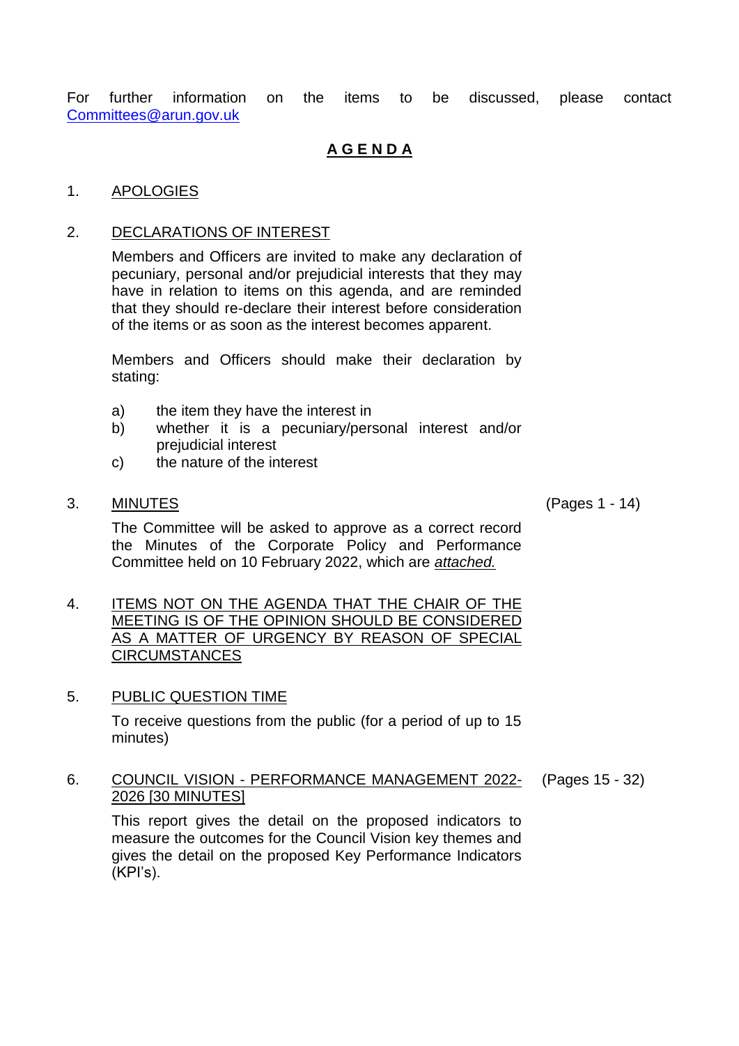For further information on the items to be discussed, please contact Committees@arun.gov.uk

# A G E N D A

1. APOLOGIES

2. DECLARATIONS OF INTEREST

   Members and Officers are invited to make any declaration of pecuniary, personal and/or prejudicial interests that they may have in relation to items on this agenda, and are reminded that they should re-declare their interest before consideration of the items or as soon as the interest becomes apparent.

   Members and Officers should make their declaration by stating:

   a) the item they have the interest in
   b) whether it is a pecuniary/personal interest and/or prejudicial interest
   c) the nature of the interest

3. MINUTES (Pages 1 - 14)

   The Committee will be asked to approve as a correct record the Minutes of the Corporate Policy and Performance Committee held on 10 February 2022, which are *attached.*

4. ITEMS NOT ON THE AGENDA THAT THE CHAIR OF THE MEETING IS OF THE OPINION SHOULD BE CONSIDERED AS A MATTER OF URGENCY BY REASON OF SPECIAL CIRCUMSTANCES

5. PUBLIC QUESTION TIME

   To receive questions from the public (for a period of up to 15 minutes)

6. COUNCIL VISION - PERFORMANCE MANAGEMENT 2022-2026 [30 MINUTES] (Pages 15 - 32)

   This report gives the detail on the proposed indicators to measure the outcomes for the Council Vision key themes and gives the detail on the proposed Key Performance Indicators (KPI's).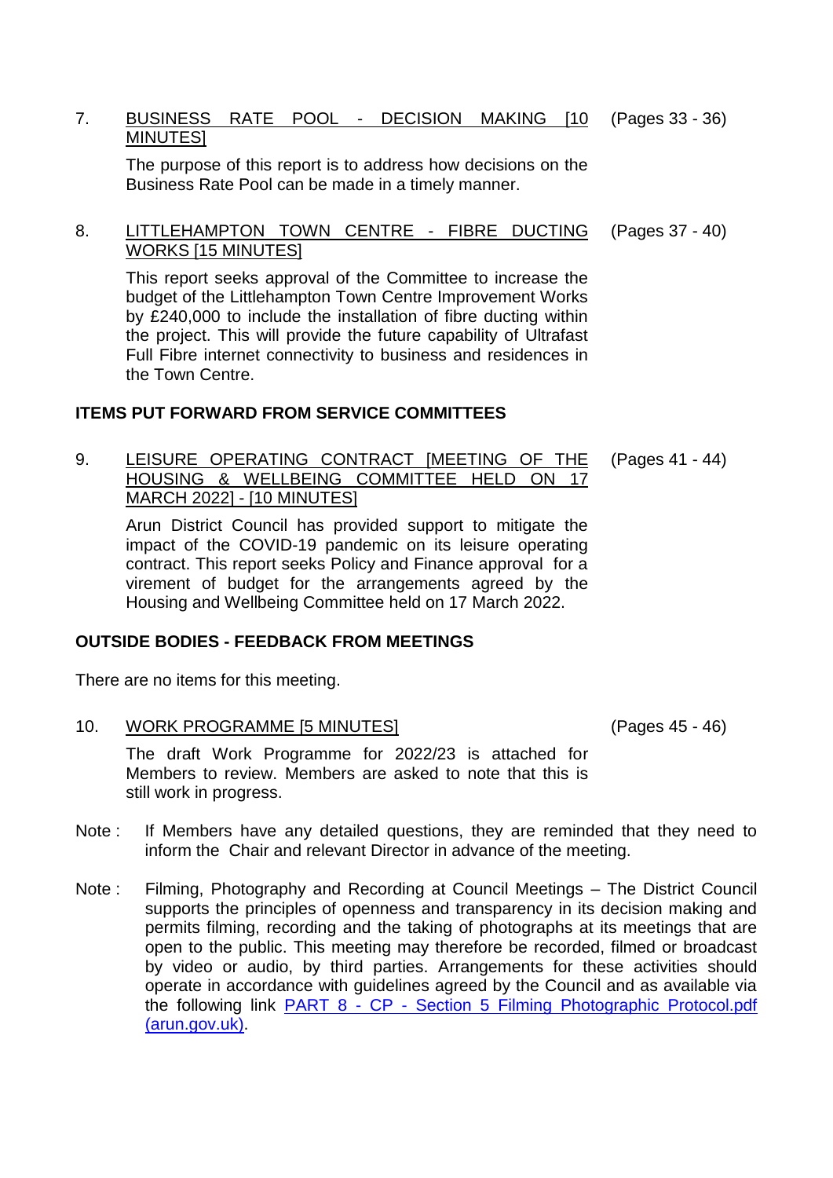7. BUSINESS RATE POOL - DECISION MAKING [10 MINUTES] (Pages 33 - 36)

   The purpose of this report is to address how decisions on the Business Rate Pool can be made in a timely manner.

8. LITTLEHAMPTON TOWN CENTRE - FIBRE DUCTING WORKS [15 MINUTES] (Pages 37 - 40)

   This report seeks approval of the Committee to increase the budget of the Littlehampton Town Centre Improvement Works by £240,000 to include the installation of fibre ducting within the project. This will provide the future capability of Ultrafast Full Fibre internet connectivity to business and residences in the Town Centre.

**ITEMS PUT FORWARD FROM SERVICE COMMITTEES**

9. LEISURE OPERATING CONTRACT [MEETING OF THE HOUSING & WELLBEING COMMITTEE HELD ON 17 MARCH 2022] - [10 MINUTES] (Pages 41 - 44)

   Arun District Council has provided support to mitigate the impact of the COVID-19 pandemic on its leisure operating contract. This report seeks Policy and Finance approval for a virement of budget for the arrangements agreed by the Housing and Wellbeing Committee held on 17 March 2022.

**OUTSIDE BODIES - FEEDBACK FROM MEETINGS**

There are no items for this meeting.

10. WORK PROGRAMME [5 MINUTES] (Pages 45 - 46)

    The draft Work Programme for 2022/23 is attached for Members to review. Members are asked to note that this is still work in progress.

Note : If Members have any detailed questions, they are reminded that they need to inform the Chair and relevant Director in advance of the meeting.

Note : Filming, Photography and Recording at Council Meetings – The District Council supports the principles of openness and transparency in its decision making and permits filming, recording and the taking of photographs at its meetings that are open to the public. This meeting may therefore be recorded, filmed or broadcast by video or audio, by third parties. Arrangements for these activities should operate in accordance with guidelines agreed by the Council and as available via the following link PART 8 - CP - Section 5 Filming Photographic Protocol.pdf (arun.gov.uk).